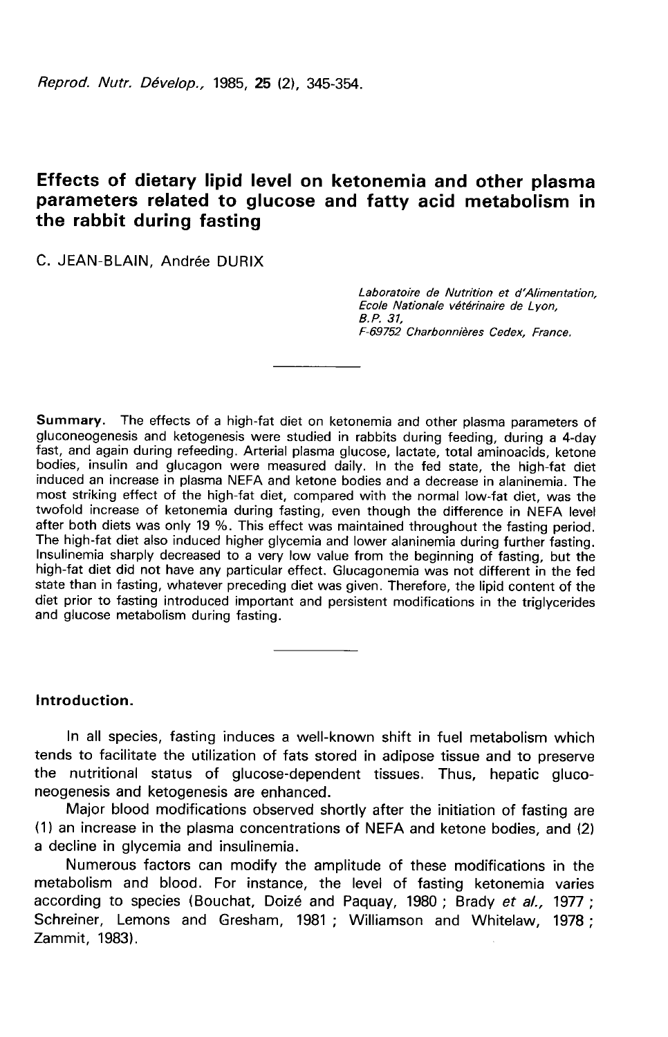# Effects of dietary lipid level on ketonemia and other plasma parameters related to glucose and fatty acid metabolism in the rabbit during fasting

C. JEAN-BLAIN, Andrée DURIX

*Laboratoire de Nutrition et d'Alimentation, Ecole Nationale vétérinaire de Lyon, B.P. 31, F-69752 Charbonnières Cedex, France.*

---

**Summary.** The effects of a high-fat diet on ketonemia and other plasma parameters of gluconeogenesis and ketogenesis were studied in rabbits during feeding, during a 4-day fast, and again during refeeding. Arterial plasma glucose, lactate, total aminoacids, ketone bodies, insulin and glucagon were measured daily. In the fed state, the high-fat diet induced an increase in plasma NEFA and ketone bodies and a decrease in alaninemia. The most striking effect of the high-fat diet, compared with the normal low-fat diet, was the twofold increase of ketonemia during fasting, even though the difference in NEFA level after both diets was only 19 %. This effect was maintained throughout the fasting period. The high-fat diet also induced higher glycemia and lower alaninemia during further fasting. Insulinemia sharply decreased to a very low value from the beginning of fasting, but the high-fat diet did not have any particular effect. Glucagonemia was not different in the fed state than in fasting, whatever preceding diet was given. Therefore, the lipid content of the diet prior to fasting introduced important and persistent modifications in the triglycerides and glucose metabolism during fasting.

---

## Introduction.

In all species, fasting induces a well-known shift in fuel metabolism which tends to facilitate the utilization of fats stored in adipose tissue and to preserve the nutritional status of glucose-dependent tissues. Thus, hepatic gluconeogenesis and ketogenesis are enhanced.

Major blood modifications observed shortly after the initiation of fasting are (1) an increase in the plasma concentrations of NEFA and ketone bodies, and (2) a decline in glycemia and insulinemia.

Numerous factors can modify the amplitude of these modifications in the metabolism and blood. For instance, the level of fasting ketonemia varies according to species (Bouchat, Doizé and Paquay, 1980 ; Brady *et al.*, 1977 ; Schreiner, Lemons and Gresham, 1981 ; Williamson and Whitelaw, 1978 ; Zammit, 1983).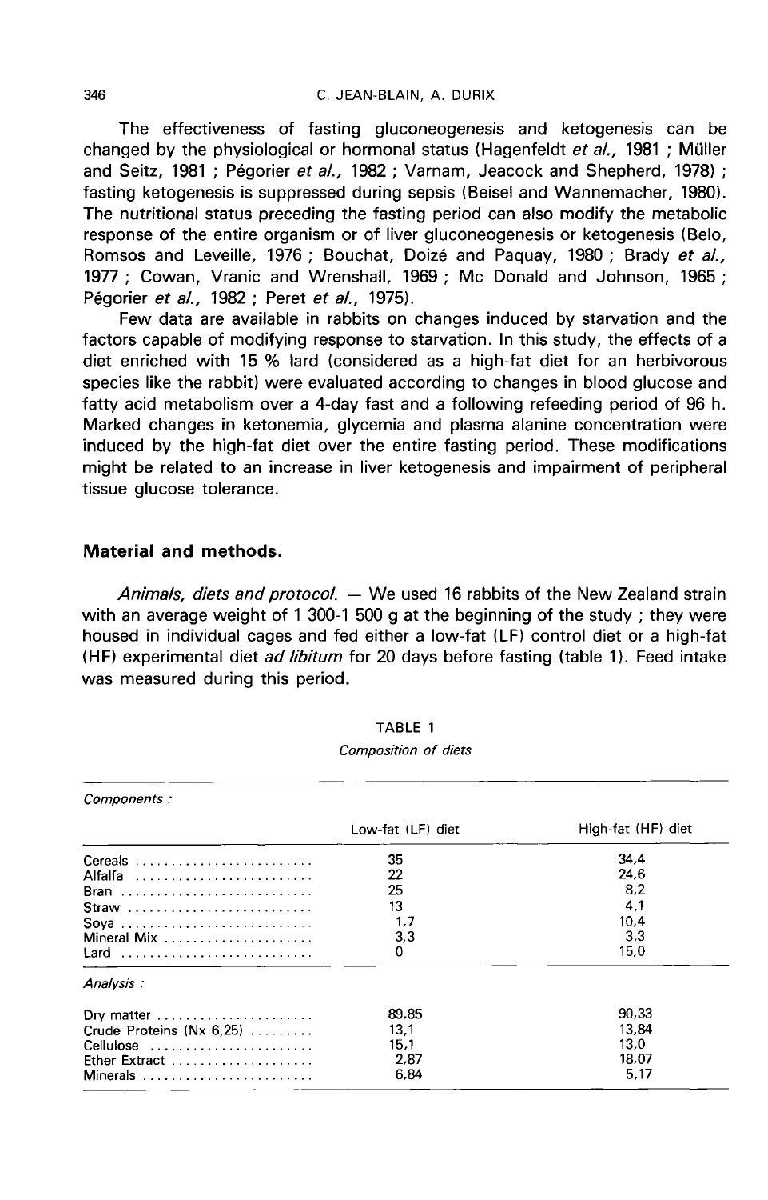The effectiveness of fasting gluconeogenesis and ketogenesis can be changed by the physiological or hormonal status (Hagenfeldt *et al.,* 1981 ; Müller and Seitz, 1981 ; Pégorier *et al.,* 1982 ; Varnam, Jeacock and Shepherd, 1978) ; fasting ketogenesis is suppressed during sepsis (Beisel and Wannemacher, 1980). The nutritional status preceding the fasting period can also modify the metabolic response of the entire organism or of liver gluconeogenesis or ketogenesis (Belo, Romsos and Leveille, 1976 ; Bouchat, Doizé and Paquay, 1980 ; Brady *et al.,* 1977 ; Cowan, Vranic and Wrenshall, 1969 ; Mc Donald and Johnson, 1965 ; Pégorier *et al.,* 1982 ; Peret *et al.,* 1975).

Few data are available in rabbits on changes induced by starvation and the factors capable of modifying response to starvation. In this study, the effects of a diet enriched with 15 % lard (considered as a high-fat diet for an herbivorous species like the rabbit) were evaluated according to changes in blood glucose and fatty acid metabolism over a 4-day fast and a following refeeding period of 96 h. Marked changes in ketonemia, glycemia and plasma alanine concentration were induced by the high-fat diet over the entire fasting period. These modifications might be related to an increase in liver ketogenesis and impairment of peripheral tissue glucose tolerance.

## Material and methods.

*Animals, diets and protocol.* — We used 16 rabbits of the New Zealand strain with an average weight of 1 300-1 500 g at the beginning of the study ; they were housed in individual cages and fed either a low-fat (LF) control diet or a high-fat (HF) experimental diet *ad libitum* for 20 days before fasting (table 1). Feed intake was measured during this period.

TABLE 1
*Composition of diets*

| *Components :* | Low-fat (LF) diet | High-fat (HF) diet |
|---|---|---|
| Cereals | 35 | 34,4 |
| Alfalfa | 22 | 24,6 |
| Bran | 25 | 8,2 |
| Straw | 13 | 4,1 |
| Soya | 1,7 | 10,4 |
| Mineral Mix | 3,3 | 3,3 |
| Lard | 0 | 15,0 |
| *Analysis :* | | |
| Dry matter | 89,85 | 90,33 |
| Crude Proteins (Nx 6,25) | 13,1 | 13,84 |
| Cellulose | 15,1 | 13,0 |
| Ether Extract | 2,87 | 18,07 |
| Minerals | 6,84 | 5,17 |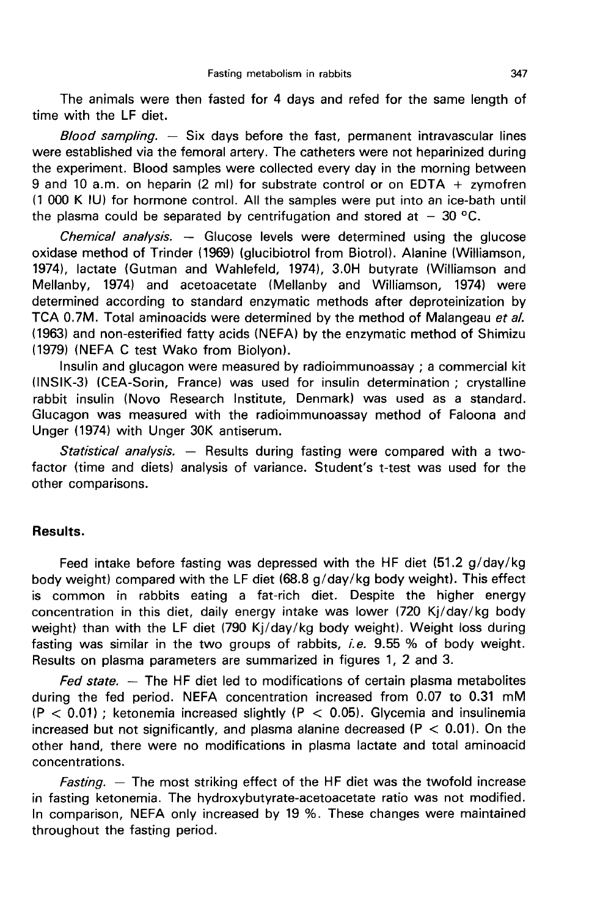The animals were then fasted for 4 days and refed for the same length of time with the LF diet.

*Blood sampling.* — Six days before the fast, permanent intravascular lines were established via the femoral artery. The catheters were not heparinized during the experiment. Blood samples were collected every day in the morning between 9 and 10 a.m. on heparin (2 ml) for substrate control or on EDTA + zymofren (1 000 K IU) for hormone control. All the samples were put into an ice-bath until the plasma could be separated by centrifugation and stored at − 30 °C.

*Chemical analysis.* — Glucose levels were determined using the glucose oxidase method of Trinder (1969) (glucibiotrol from Biotrol). Alanine (Williamson, 1974), lactate (Gutman and Wahlefeld, 1974), 3.0H butyrate (Williamson and Mellanby, 1974) and acetoacetate (Mellanby and Williamson, 1974) were determined according to standard enzymatic methods after deproteinization by TCA 0.7M. Total aminoacids were determined by the method of Malangeau *et al.* (1963) and non-esterified fatty acids (NEFA) by the enzymatic method of Shimizu (1979) (NEFA C test Wako from Biolyon).

Insulin and glucagon were measured by radioimmunoassay ; a commercial kit (INSIK-3) (CEA-Sorin, France) was used for insulin determination ; crystalline rabbit insulin (Novo Research Institute, Denmark) was used as a standard. Glucagon was measured with the radioimmunoassay method of Faloona and Unger (1974) with Unger 30K antiserum.

*Statistical analysis.* — Results during fasting were compared with a two-factor (time and diets) analysis of variance. Student's t-test was used for the other comparisons.

## Results.

Feed intake before fasting was depressed with the HF diet (51.2 g/day/kg body weight) compared with the LF diet (68.8 g/day/kg body weight). This effect is common in rabbits eating a fat-rich diet. Despite the higher energy concentration in this diet, daily energy intake was lower (720 Kj/day/kg body weight) than with the LF diet (790 Kj/day/kg body weight). Weight loss during fasting was similar in the two groups of rabbits, *i.e.* 9.55 % of body weight. Results on plasma parameters are summarized in figures 1, 2 and 3.

*Fed state.* — The HF diet led to modifications of certain plasma metabolites during the fed period. NEFA concentration increased from 0.07 to 0.31 mM ($P < 0.01$) ; ketonemia increased slightly ($P < 0.05$). Glycemia and insulinemia increased but not significantly, and plasma alanine decreased ($P < 0.01$). On the other hand, there were no modifications in plasma lactate and total aminoacid concentrations.

*Fasting.* — The most striking effect of the HF diet was the twofold increase in fasting ketonemia. The hydroxybutyrate-acetoacetate ratio was not modified. In comparison, NEFA only increased by 19 %. These changes were maintained throughout the fasting period.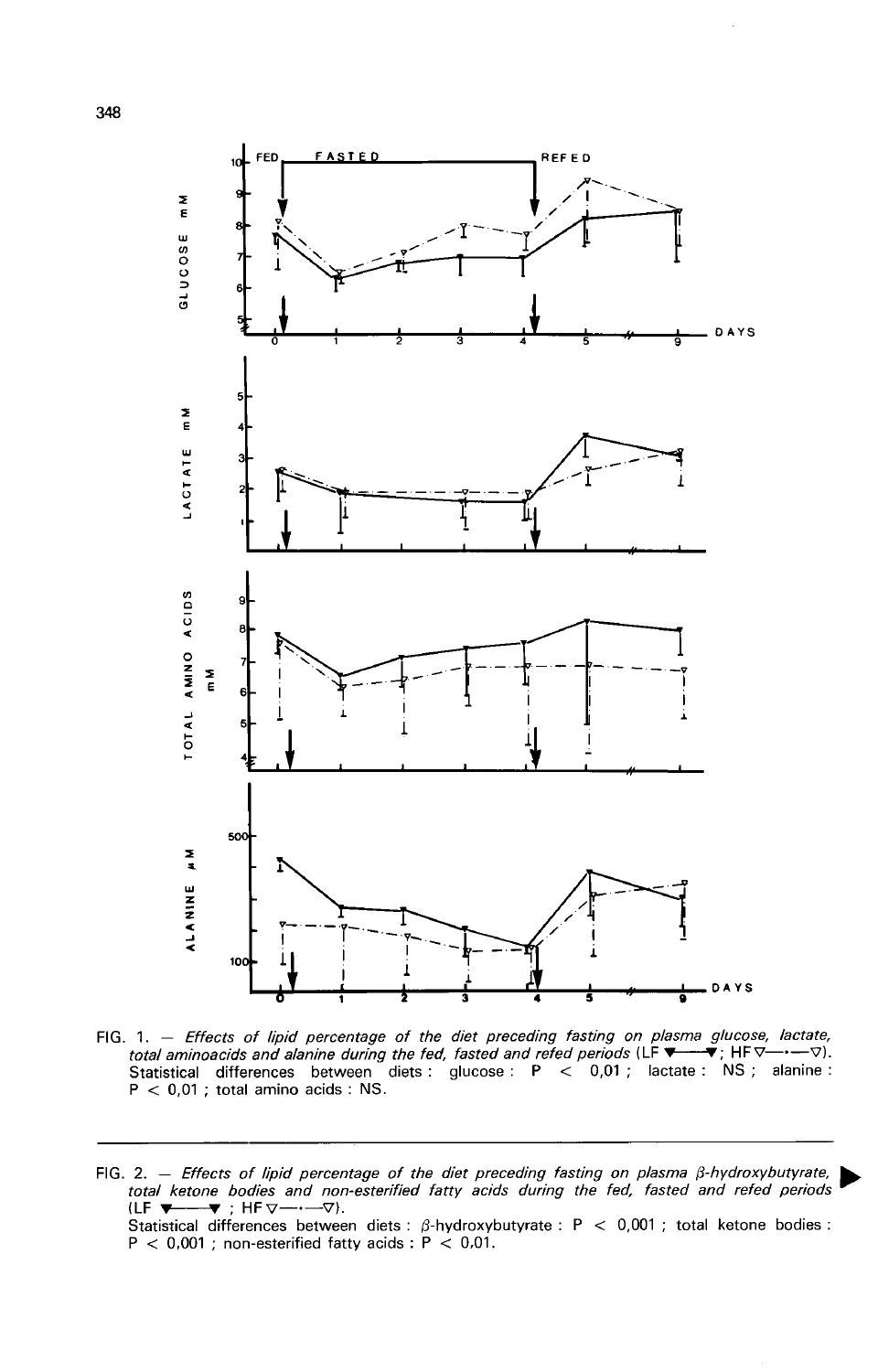FED FASTED REFED

GLUCOSE mM

10
9
8
7
6
5

0 1 2 3 4 5 9 DAYS

LACTATE mM

5
4
3
2
1

TOTAL AMINO ACIDS mM

9
8
7
6
5
4

ALANINE μM

500

100

0 1 2 3 4 5 9 DAYS

FIG. 1. — *Effects of lipid percentage of the diet preceding fasting on plasma glucose, lactate, total aminoacids and alanine during the fed, fasted and refed periods* (LF ▼——▼; HF ▽—·—▽).
Statistical differences between diets : glucose : P < 0,01 ; lactate : NS ; alanine : P < 0,01 ; total amino acids : NS.

---

FIG. 2. — *Effects of lipid percentage of the diet preceding fasting on plasma β-hydroxybutyrate, total ketone bodies and non-esterified fatty acids during the fed, fasted and refed periods* (LF ▼——▼ ; HF ▽—·—▽).
Statistical differences between diets : β-hydroxybutyrate : P < 0,001 ; total ketone bodies : P < 0,001 ; non-esterified fatty acids : P < 0,01.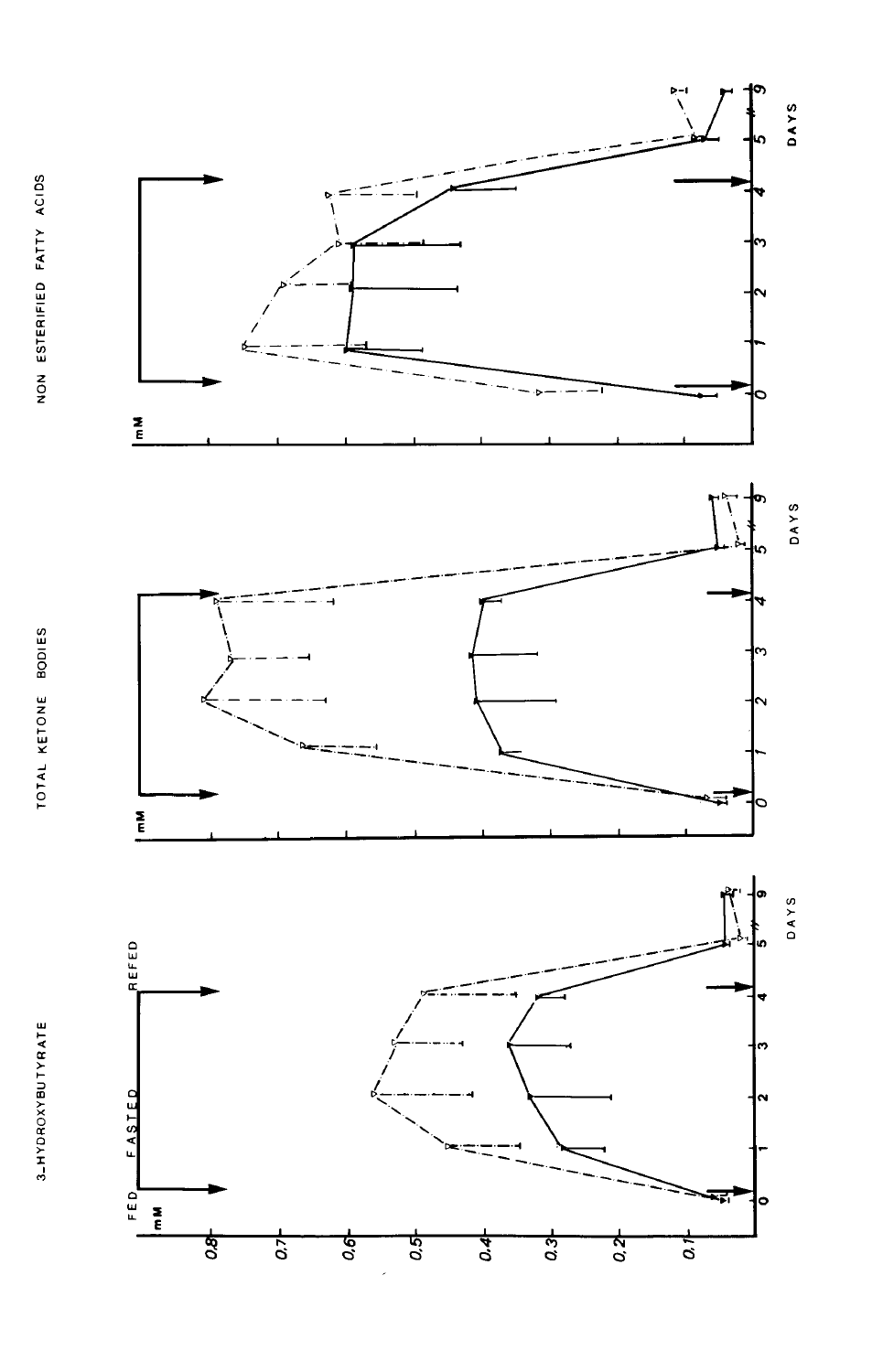3-HYDROXYBUTYRATE

TOTAL KETONE BODIES

NON ESTERIFIED FATTY ACIDS

FED FASTED REFED

mM

0,8 0,7 0,6 0,5 0,4 0,3 0,2 0,1

0 1 2 3 4 5 9 DAYS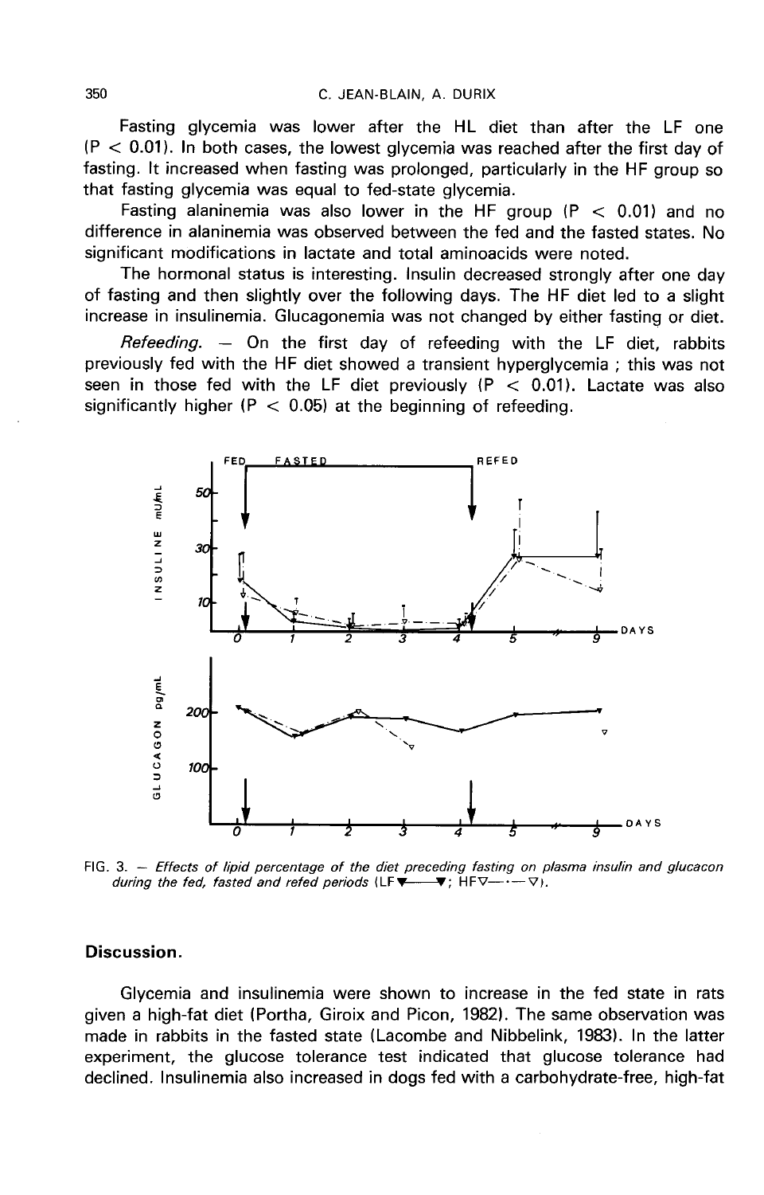Fasting glycemia was lower after the HL diet than after the LF one ($P < 0.01$). In both cases, the lowest glycemia was reached after the first day of fasting. It increased when fasting was prolonged, particularly in the HF group so that fasting glycemia was equal to fed-state glycemia.

Fasting alaninemia was also lower in the HF group ($P < 0.01$) and no difference in alaninemia was observed between the fed and the fasted states. No significant modifications in lactate and total aminoacids were noted.

The hormonal status is interesting. Insulin decreased strongly after one day of fasting and then slightly over the following days. The HF diet led to a slight increase in insulinemia. Glucagonemia was not changed by either fasting or diet.

*Refeeding.* — On the first day of refeeding with the LF diet, rabbits previously fed with the HF diet showed a transient hyperglycemia ; this was not seen in those fed with the LF diet previously ($P < 0.01$). Lactate was also significantly higher ($P < 0.05$) at the beginning of refeeding.

FIG. 3. — *Effects of lipid percentage of the diet preceding fasting on plasma insulin and glucacon during the fed, fasted and refed periods (LF ▼——▼ ; HF ▽—·—▽).*

## Discussion.

Glycemia and insulinemia were shown to increase in the fed state in rats given a high-fat diet (Portha, Giroix and Picon, 1982). The same observation was made in rabbits in the fasted state (Lacombe and Nibbelink, 1983). In the latter experiment, the glucose tolerance test indicated that glucose tolerance had declined. Insulinemia also increased in dogs fed with a carbohydrate-free, high-fat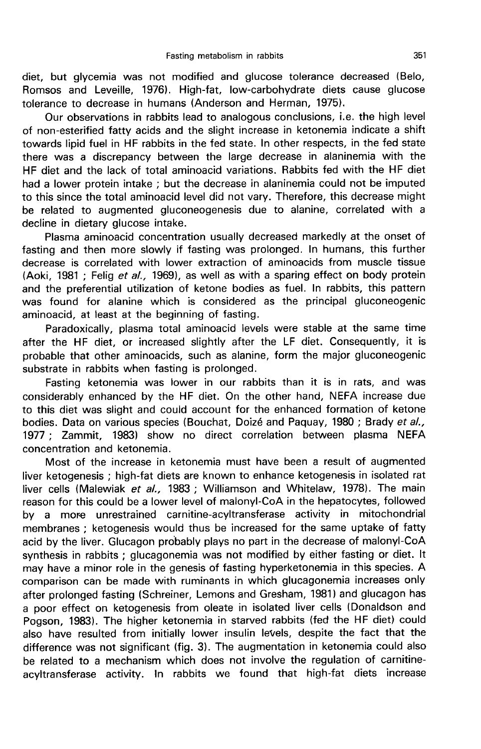diet, but glycemia was not modified and glucose tolerance decreased (Belo, Romsos and Leveille, 1976). High-fat, low-carbohydrate diets cause glucose tolerance to decrease in humans (Anderson and Herman, 1975).

Our observations in rabbits lead to analogous conclusions, i.e. the high level of non-esterified fatty acids and the slight increase in ketonemia indicate a shift towards lipid fuel in HF rabbits in the fed state. In other respects, in the fed state there was a discrepancy between the large decrease in alaninemia with the HF diet and the lack of total aminoacid variations. Rabbits fed with the HF diet had a lower protein intake ; but the decrease in alaninemia could not be imputed to this since the total aminoacid level did not vary. Therefore, this decrease might be related to augmented gluconeogenesis due to alanine, correlated with a decline in dietary glucose intake.

Plasma aminoacid concentration usually decreased markedly at the onset of fasting and then more slowly if fasting was prolonged. In humans, this further decrease is correlated with lower extraction of aminoacids from muscle tissue (Aoki, 1981 ; Felig *et al.,* 1969), as well as with a sparing effect on body protein and the preferential utilization of ketone bodies as fuel. In rabbits, this pattern was found for alanine which is considered as the principal gluconeogenic aminoacid, at least at the beginning of fasting.

Paradoxically, plasma total aminoacid levels were stable at the same time after the HF diet, or increased slightly after the LF diet. Consequently, it is probable that other aminoacids, such as alanine, form the major gluconeogenic substrate in rabbits when fasting is prolonged.

Fasting ketonemia was lower in our rabbits than it is in rats, and was considerably enhanced by the HF diet. On the other hand, NEFA increase due to this diet was slight and could account for the enhanced formation of ketone bodies. Data on various species (Bouchat, Doizé and Paquay, 1980 ; Brady *et al.,* 1977 ; Zammit, 1983) show no direct correlation between plasma NEFA concentration and ketonemia.

Most of the increase in ketonemia must have been a result of augmented liver ketogenesis ; high-fat diets are known to enhance ketogenesis in isolated rat liver cells (Malewiak *et al.,* 1983 ; Williamson and Whitelaw, 1978). The main reason for this could be a lower level of malonyl-CoA in the hepatocytes, followed by a more unrestrained carnitine-acyltransferase activity in mitochondrial membranes ; ketogenesis would thus be increased for the same uptake of fatty acid by the liver. Glucagon probably plays no part in the decrease of malonyl-CoA synthesis in rabbits ; glucagonemia was not modified by either fasting or diet. It may have a minor role in the genesis of fasting hyperketonemia in this species. A comparison can be made with ruminants in which glucagonemia increases only after prolonged fasting (Schreiner, Lemons and Gresham, 1981) and glucagon has a poor effect on ketogenesis from oleate in isolated liver cells (Donaldson and Pogson, 1983). The higher ketonemia in starved rabbits (fed the HF diet) could also have resulted from initially lower insulin levels, despite the fact that the difference was not significant (fig. 3). The augmentation in ketonemia could also be related to a mechanism which does not involve the regulation of carnitine-acyltransferase activity. In rabbits we found that high-fat diets increase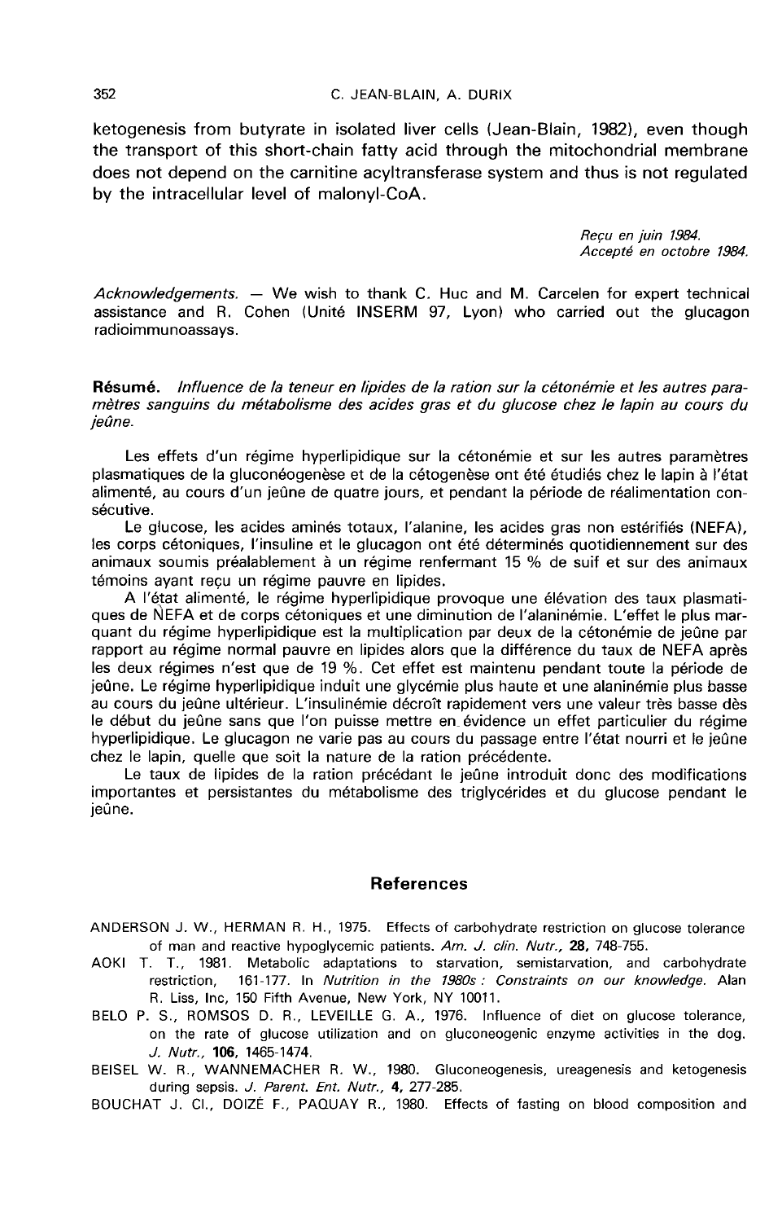ketogenesis from butyrate in isolated liver cells (Jean-Blain, 1982), even though the transport of this short-chain fatty acid through the mitochondrial membrane does not depend on the carnitine acyltransferase system and thus is not regulated by the intracellular level of malonyl-CoA.

*Reçu en juin 1984.*
*Accepté en octobre 1984.*

*Acknowledgements.* — We wish to thank C. Huc and M. Carcelen for expert technical assistance and R. Cohen (Unité INSERM 97, Lyon) who carried out the glucagon radioimmunoassays.

**Résumé.** *Influence de la teneur en lipides de la ration sur la cétonémie et les autres paramètres sanguins du métabolisme des acides gras et du glucose chez le lapin au cours du jeûne.*

Les effets d'un régime hyperlipidique sur la cétonémie et sur les autres paramètres plasmatiques de la gluconéogenèse et de la cétogenèse ont été étudiés chez le lapin à l'état alimenté, au cours d'un jeûne de quatre jours, et pendant la période de réalimentation consécutive.

Le glucose, les acides aminés totaux, l'alanine, les acides gras non estérifiés (NEFA), les corps cétoniques, l'insuline et le glucagon ont été déterminés quotidiennement sur des animaux soumis préalablement à un régime renfermant 15 % de suif et sur des animaux témoins ayant reçu un régime pauvre en lipides.

A l'état alimenté, le régime hyperlipidique provoque une élévation des taux plasmatiques de NEFA et de corps cétoniques et une diminution de l'alaninémie. L'effet le plus marquant du régime hyperlipidique est la multiplication par deux de la cétonémie de jeûne par rapport au régime normal pauvre en lipides alors que la différence du taux de NEFA après les deux régimes n'est que de 19 %. Cet effet est maintenu pendant toute la période de jeûne. Le régime hyperlipidique induit une glycémie plus haute et une alaninémie plus basse au cours du jeûne ultérieur. L'insulinémie décroît rapidement vers une valeur très basse dès le début du jeûne sans que l'on puisse mettre en évidence un effet particulier du régime hyperlipidique. Le glucagon ne varie pas au cours du passage entre l'état nourri et le jeûne chez le lapin, quelle que soit la nature de la ration précédente.

Le taux de lipides de la ration précédant le jeûne introduit donc des modifications importantes et persistantes du métabolisme des triglycérides et du glucose pendant le jeûne.

## References

ANDERSON J. W., HERMAN R. H., 1975. Effects of carbohydrate restriction on glucose tolerance of man and reactive hypoglycemic patients. *Am. J. clin. Nutr.*, **28**, 748-755.

AOKI T. T., 1981. Metabolic adaptations to starvation, semistarvation, and carbohydrate restriction, 161-177. In *Nutrition in the 1980s : Constraints on our knowledge.* Alan R. Liss, Inc, 150 Fifth Avenue, New York, NY 10011.

BELO P. S., ROMSOS D. R., LEVEILLE G. A., 1976. Influence of diet on glucose tolerance, on the rate of glucose utilization and on gluconeogenic enzyme activities in the dog. *J. Nutr.*, **106**, 1465-1474.

BEISEL W. R., WANNEMACHER R. W., 1980. Gluconeogenesis, ureagenesis and ketogenesis during sepsis. *J. Parent. Ent. Nutr.*, **4**, 277-285.

BOUCHAT J. Cl., DOIZÉ F., PAQUAY R., 1980. Effects of fasting on blood composition and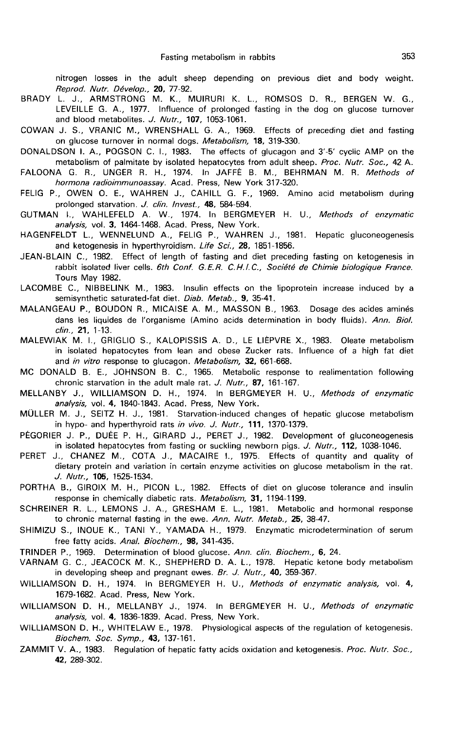nitrogen losses in the adult sheep depending on previous diet and body weight. *Reprod. Nutr. Dévelop.*, **20**, 77-92.

BRADY L. J., ARMSTRONG M. K., MUIRURI K. L., ROMSOS D. R., BERGEN W. G., LEVEILLE G. A., 1977. Influence of prolonged fasting in the dog on glucose turnover and blood metabolites. *J. Nutr.*, **107**, 1053-1061.

COWAN J. S., VRANIC M., WRENSHALL G. A., 1969. Effects of preceding diet and fasting on glucose turnover in normal dogs. *Metabolism*, **18**, 319-330.

DONALDSON I. A., POGSON C. I., 1983. The effects of glucagon and 3'-5' cyclic AMP on the metabolism of palmitate by isolated hepatocytes from adult sheep. *Proc. Nutr. Soc.*, 42 A.

FALOONA G. R., UNGER R. H., 1974. In JAFFÉ B. M., BEHRMAN M. R. *Methods of hormona radioimmunoassay*. Acad. Press, New York 317-320.

FELIG P., OWEN O. E., WAHREN J., CAHILL G. F., 1969. Amino acid metabolism during prolonged starvation. *J. clin. Invest.*, **48**, 584-594.

GUTMAN I., WAHLEFELD A. W., 1974. In BERGMEYER H. U., *Methods of enzymatic analysis*, vol. **3**, 1464-1468. Acad. Press, New York.

HAGENFELDT L., WENNELUND A., FELIG P., WAHREN J., 1981. Hepatic gluconeogenesis and ketogenesis in hyperthyroidism. *Life Sci.*, **28**, 1851-1856.

JEAN-BLAIN C., 1982. Effect of length of fasting and diet preceding fasting on ketogenesis in rabbit isolated liver cells. *6th Conf. G.E.R. C.H.I.C., Société de Chimie biologique France.* Tours May 1982.

LACOMBE C., NIBBELINK M., 1983. Insulin effects on the lipoprotein increase induced by a semisynthetic saturated-fat diet. *Diab. Metab.*, **9**, 35-41.

MALANGEAU P., BOUDON R., MICAISE A. M., MASSON B., 1963. Dosage des acides aminés dans les liquides de l'organisme (Amino acids determination in body fluids). *Ann. Biol. clin.*, **21**, 1-13.

MALEWIAK M. I., GRIGLIO S., KALOPISSIS A. D., LE LIÈPVRE X., 1983. Oleate metabolism in isolated hepatocytes from lean and obese Zucker rats. Influence of a high fat diet and *in vitro* response to glucagon. *Metabolism*, **32**, 661-668.

MC DONALD B. E., JOHNSON B. C., 1965. Metabolic response to realimentation following chronic starvation in the adult male rat. *J. Nutr.*, **87**, 161-167.

MELLANBY J., WILLIAMSON D. H., 1974. In BERGMEYER H. U., *Methods of enzymatic analysis*, vol. **4**, 1840-1843. Acad. Press, New York.

MÜLLER M. J., SEITZ H. J., 1981. Starvation-induced changes of hepatic glucose metabolism in hypo- and hyperthyroid rats *in vivo*. *J. Nutr.*, **111**, 1370-1379.

PÉGORIER J. P., DUÉE P. H., GIRARD J., PERET J., 1982. Development of gluconeogenesis in isolated hepatocytes from fasting or suckling newborn pigs. *J. Nutr.*, **112**, 1038-1046.

PERET J., CHANEZ M., COTA J., MACAIRE I., 1975. Effects of quantity and quality of dietary protein and variation in certain enzyme activities on glucose metabolism in the rat. *J. Nutr.*, **105**, 1525-1534.

PORTHA B., GIROIX M. H., PICON L., 1982. Effects of diet on glucose tolerance and insulin response in chemically diabetic rats. *Metabolism*, **31**, 1194-1199.

SCHREINER R. L., LEMONS J. A., GRESHAM E. L., 1981. Metabolic and hormonal response to chronic maternal fasting in the ewe. *Ann. Nutr. Metab.*, **25**, 38-47.

SHIMIZU S., INOUE K., TANI Y., YAMADA H., 1979. Enzymatic microdetermination of serum free fatty acids. *Anal. Biochem.*, **98**, 341-435.

TRINDER P., 1969. Determination of blood glucose. *Ann. clin. Biochem.*, **6**, 24.

VARNAM G. C., JEACOCK M. K., SHEPHERD D. A. L., 1978. Hepatic ketone body metabolism in developing sheep and pregnant ewes. *Br. J. Nutr.*, **40**, 359-367.

WILLIAMSON D. H., 1974. In BERGMEYER H. U., *Methods of enzymatic analysis*, vol. **4**, 1679-1682. Acad. Press, New York.

WILLIAMSON D. H., MELLANBY J., 1974. In BERGMEYER H. U., *Methods of enzymatic analysis*, vol. **4**, 1836-1839. Acad. Press, New York.

WILLIAMSON D. H., WHITELAW E., 1978. Physiological aspects of the regulation of ketogenesis. *Biochem. Soc. Symp.*, **43**, 137-161.

ZAMMIT V. A., 1983. Regulation of hepatic fatty acids oxidation and ketogenesis. *Proc. Nutr. Soc.*, **42**, 289-302.